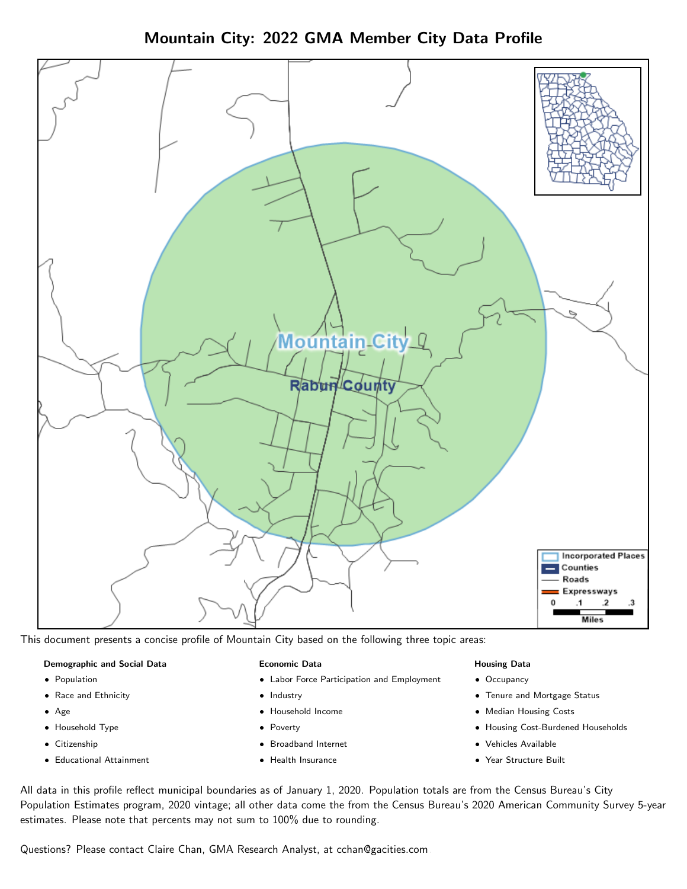# Mountain City: 2022 GMA Member City Data Profile

This document presents a concise profile of Mountain City based on the following three topic areas:

**Demographic and Social Data**

- Population
- Race and Ethnicity
- Age
- Household Type
- Citizenship
- Educational Attainment

**Economic Data**

- Labor Force Participation and Employment
- Industry
- Household Income
- Poverty
- Broadband Internet
- Health Insurance

**Housing Data**

- Occupancy
- Tenure and Mortgage Status
- Median Housing Costs
- Housing Cost-Burdened Households
- Vehicles Available
- Year Structure Built

All data in this profile reflect municipal boundaries as of January 1, 2020. Population totals are from the Census Bureau's City Population Estimates program, 2020 vintage; all other data come the from the Census Bureau's 2020 American Community Survey 5-year estimates. Please note that percents may not sum to 100% due to rounding.

Questions? Please contact Claire Chan, GMA Research Analyst, at cchan@gacities.com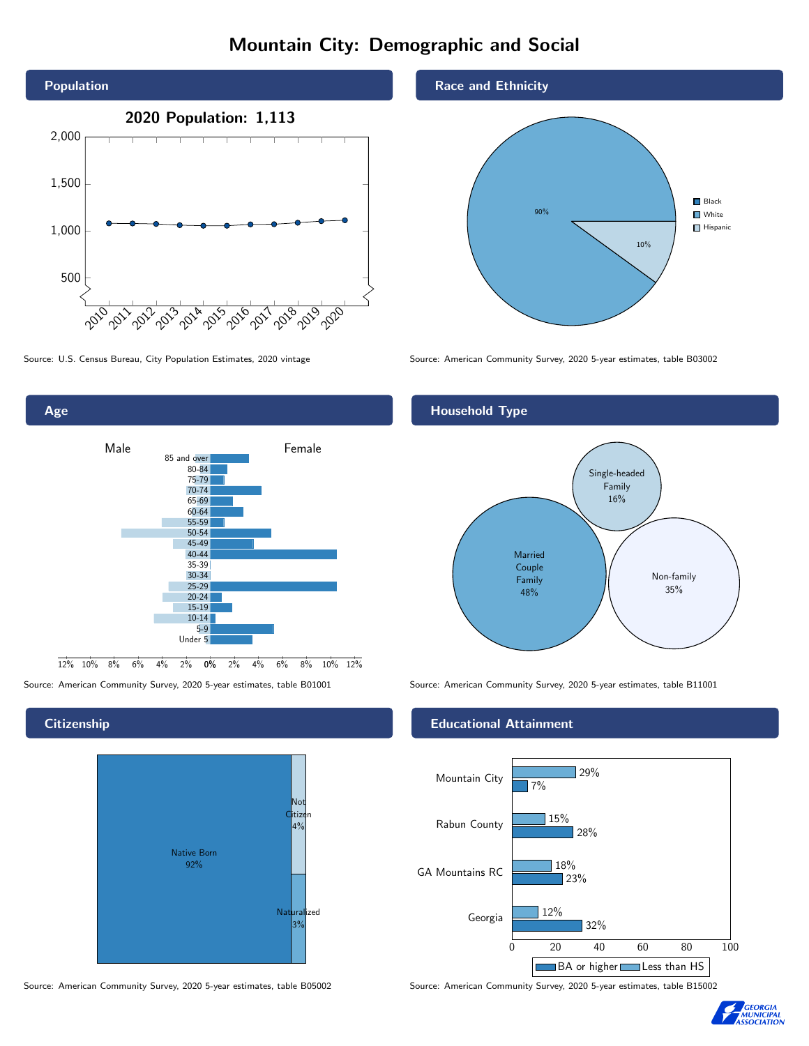# Mountain City: Demographic and Social

## Population

2020 Population: 1,113

Source: U.S. Census Bureau, City Population Estimates, 2020 vintage

## Race and Ethnicity

| Group | Percent |
|---|---|
| White | 90% |
| Hispanic | 10% |

Source: American Community Survey, 2020 5-year estimates, table B03002

## Age

Source: American Community Survey, 2020 5-year estimates, table B01001

## Household Type

| Household Type | Percent |
|---|---|
| Married Couple Family | 48% |
| Single-headed Family | 16% |
| Non-family | 35% |

Source: American Community Survey, 2020 5-year estimates, table B11001

## Citizenship

| Status | Percent |
|---|---|
| Native Born | 92% |
| Not Citizen | 4% |
| Naturalized | 3% |

Source: American Community Survey, 2020 5-year estimates, table B05002

## Educational Attainment

| Area | Less than HS | BA or higher |
|---|---|---|
| Mountain City | 29% | 7% |
| Rabun County | 15% | 28% |
| GA Mountains RC | 18% | 23% |
| Georgia | 12% | 32% |

Source: American Community Survey, 2020 5-year estimates, table B15002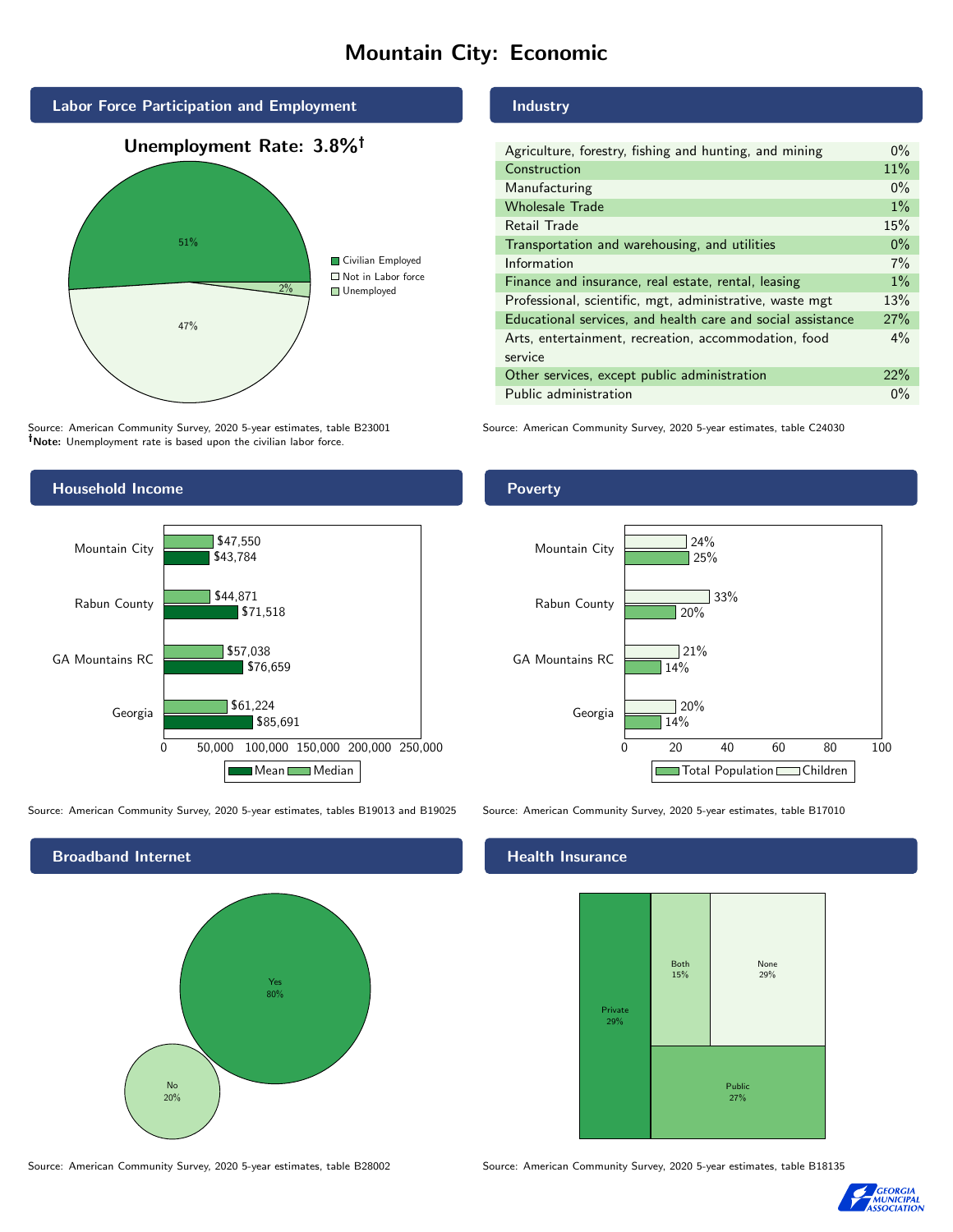# Mountain City: Economic

## Labor Force Participation and Employment

**Unemployment Rate: 3.8%†**

| Category | Percent |
|---|---|
| Civilian Employed | 51% |
| Not in Labor force | 47% |
| Unemployed | 2% |

Source: American Community Survey, 2020 5-year estimates, table B23001
**†Note:** Unemployment rate is based upon the civilian labor force.

## Industry

| Industry | Percent |
|---|---|
| Agriculture, forestry, fishing and hunting, and mining | 0% |
| Construction | 11% |
| Manufacturing | 0% |
| Wholesale Trade | 1% |
| Retail Trade | 15% |
| Transportation and warehousing, and utilities | 0% |
| Information | 7% |
| Finance and insurance, real estate, rental, leasing | 1% |
| Professional, scientific, mgt, administrative, waste mgt | 13% |
| Educational services, and health care and social assistance | 27% |
| Arts, entertainment, recreation, accommodation, food service | 4% |
| Other services, except public administration | 22% |
| Public administration | 0% |

Source: American Community Survey, 2020 5-year estimates, table C24030

## Household Income

| | Median | Mean |
|---|---|---|
| Mountain City | $47,550 | $43,784 |
| Rabun County | $44,871 | $71,518 |
| GA Mountains RC | $57,038 | $76,659 |
| Georgia | $61,224 | $85,691 |

Source: American Community Survey, 2020 5-year estimates, tables B19013 and B19025

## Poverty

| | Children | Total Population |
|---|---|---|
| Mountain City | 24% | 25% |
| Rabun County | 33% | 20% |
| GA Mountains RC | 21% | 14% |
| Georgia | 20% | 14% |

Source: American Community Survey, 2020 5-year estimates, table B17010

## Broadband Internet

| Response | Percent |
|---|---|
| Yes | 80% |
| No | 20% |

Source: American Community Survey, 2020 5-year estimates, table B28002

## Health Insurance

| Type | Percent |
|---|---|
| Private | 29% |
| Both | 15% |
| None | 29% |
| Public | 27% |

Source: American Community Survey, 2020 5-year estimates, table B18135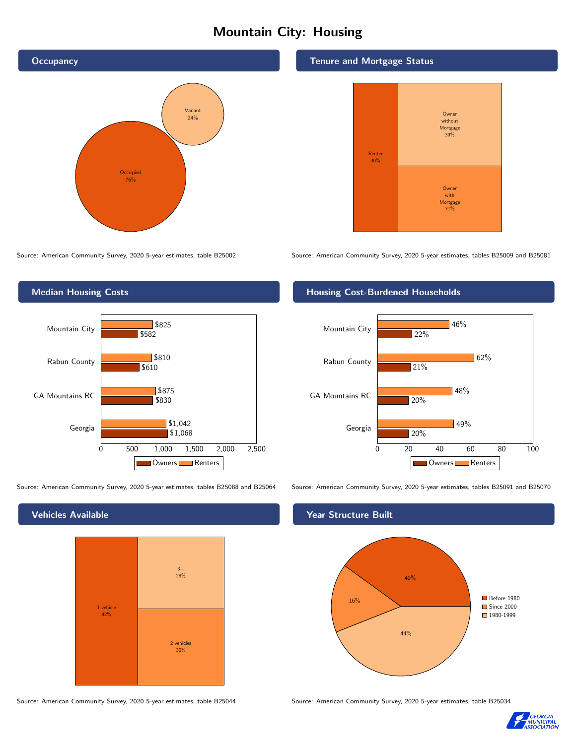# Mountain City: Housing

## Occupancy

Vacant
24%

Occupied
76%

Source: American Community Survey, 2020 5-year estimates, table B25002

## Tenure and Mortgage Status

Renter
30%

Owner without Mortgage
39%

Owner with Mortgage
31%

Source: American Community Survey, 2020 5-year estimates, tables B25009 and B25081

## Median Housing Costs

Mountain City
$825
$582

Rabun County
$810
$610

GA Mountains RC
$875
$830

Georgia
$1,042
$1,068

0 500 1,000 1,500 2,000 2,500

Owners Renters

Source: American Community Survey, 2020 5-year estimates, tables B25088 and B25064

## Housing Cost-Burdened Households

Mountain City
46%
22%

Rabun County
62%
21%

GA Mountains RC
48%
20%

Georgia
49%
20%

0 20 40 60 80 100

Owners Renters

Source: American Community Survey, 2020 5-year estimates, tables B25091 and B25070

## Vehicles Available

1 vehicle
42%

3+
28%

2 vehicles
30%

Source: American Community Survey, 2020 5-year estimates, table B25044

## Year Structure Built

40%

16%

44%

Before 1980
Since 2000
1980-1999

Source: American Community Survey, 2020 5-year estimates, table B25034